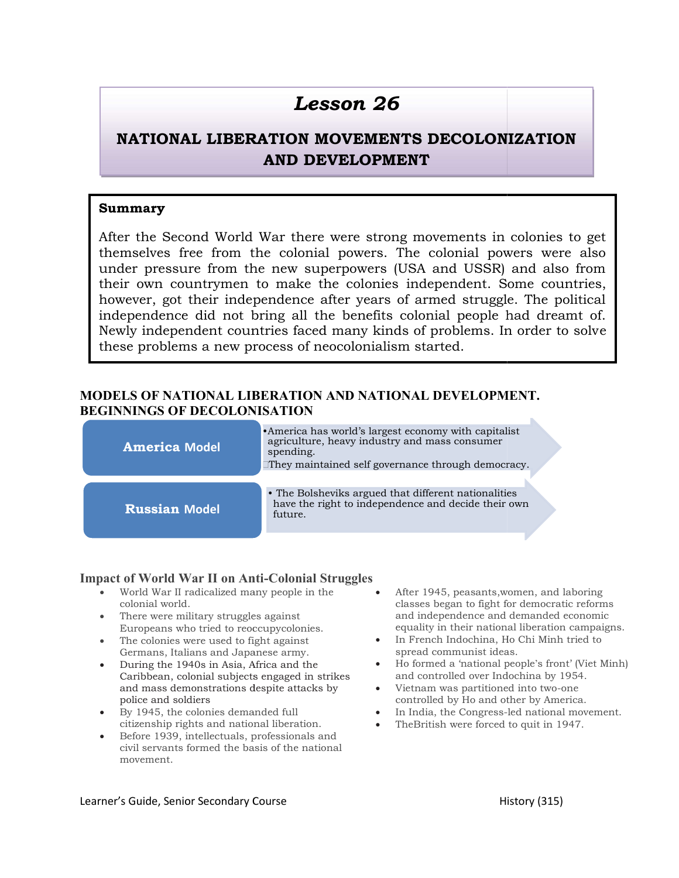# Lesson 26

## NATIONAL LIBERATION MOVEMENTS DECOLONIZATION AND DEVELOPMENT

**Summary**

After the Second World War there were strong movements in colonies to get themselves free from the colonial powers. The colonial powers were also under pressure from the new superpowers (USA and USSR) and also from their own countrymen to make the colonies independent. Some countries, however, got their independence after years of armed struggle. The political independence did not bring all the benefits colonial people had dreamt of. Newly independent countries faced many kinds of problems. In order to solve these problems a new process of neocolonialism started.

### MODELS OF NATIONAL LIBERATION AND NATIONAL DEVELOPMENT. BEGINNINGS OF DECOLONISATION

**America Model**

- America has world's largest economy with capitalist agriculture, heavy industry and mass consumer spending.
- They maintained self governance through democracy.

**Russian Model**

- The Bolsheviks argued that different nationalities have the right to independence and decide their own future.

### Impact of World War II on Anti-Colonial Struggles

- World War II radicalized many people in the colonial world.
- There were military struggles against Europeans who tried to reoccupycolonies.
- The colonies were used to fight against Germans, Italians and Japanese army.
- During the 1940s in Asia, Africa and the Caribbean, colonial subjects engaged in strikes and mass demonstrations despite attacks by police and soldiers
- By 1945, the colonies demanded full citizenship rights and national liberation.
- Before 1939, intellectuals, professionals and civil servants formed the basis of the national movement.
- After 1945, peasants,women, and laboring classes began to fight for democratic reforms and independence and demanded economic equality in their national liberation campaigns.
- In French Indochina, Ho Chi Minh tried to spread communist ideas.
- Ho formed a 'national people's front' (Viet Minh) and controlled over Indochina by 1954.
- Vietnam was partitioned into two-one controlled by Ho and other by America.
- In India, the Congress-led national movement.
- TheBritish were forced to quit in 1947.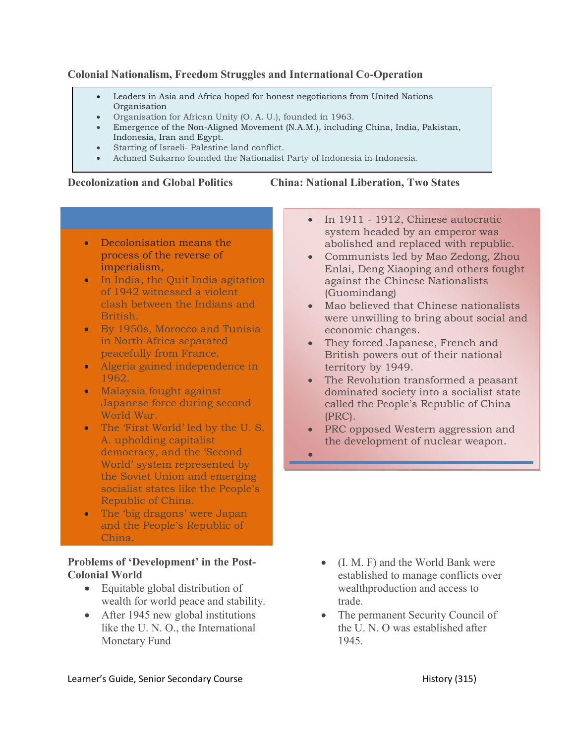### Colonial Nationalism, Freedom Struggles and International Co-Operation

- Leaders in Asia and Africa hoped for honest negotiations from United Nations Organisation
- Organisation for African Unity (O. A. U.), founded in 1963.
- Emergence of the Non-Aligned Movement (N.A.M.), including China, India, Pakistan, Indonesia, Iran and Egypt.
- Starting of Israeli- Palestine land conflict.
- Achmed Sukarno founded the Nationalist Party of Indonesia in Indonesia.

### Decolonization and Global Politics

- Decolonisation means the process of the reverse of imperialism,
- In India, the Quit India agitation of 1942 witnessed a violent clash between the Indians and British.
- By 1950s, Morocco and Tunisia in North Africa separated peacefully from France.
- Algeria gained independence in 1962.
- Malaysia fought against Japanese force during second World War.
- The 'First World' led by the U. S. A. upholding capitalist democracy, and the 'Second World' system represented by the Soviet Union and emerging socialist states like the People's Republic of China.
- The 'big dragons' were Japan and the People's Republic of China.

### China: National Liberation, Two States

- In 1911 - 1912, Chinese autocratic system headed by an emperor was abolished and replaced with republic.
- Communists led by Mao Zedong, Zhou Enlai, Deng Xiaoping and others fought against the Chinese Nationalists (Guomindang)
- Mao believed that Chinese nationalists were unwilling to bring about social and economic changes.
- They forced Japanese, French and British powers out of their national territory by 1949.
- The Revolution transformed a peasant dominated society into a socialist state called the People's Republic of China (PRC).
- PRC opposed Western aggression and the development of nuclear weapon.

### Problems of 'Development' in the Post-Colonial World

- Equitable global distribution of wealth for world peace and stability.
- After 1945 new global institutions like the U. N. O., the International Monetary Fund
- (I. M. F) and the World Bank were established to manage conflicts over wealthproduction and access to trade.
- The permanent Security Council of the U. N. O was established after 1945.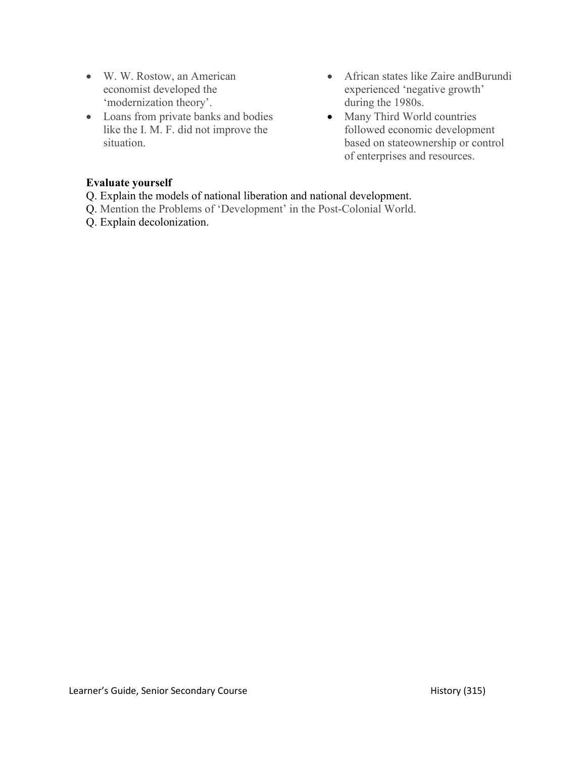- W. W. Rostow, an American economist developed the 'modernization theory'.
- Loans from private banks and bodies like the I. M. F. did not improve the situation.
- African states like Zaire andBurundi experienced 'negative growth' during the 1980s.
- Many Third World countries followed economic development based on stateownership or control of enterprises and resources.

**Evaluate yourself**

Q. Explain the models of national liberation and national development.

Q. Mention the Problems of 'Development' in the Post-Colonial World.

Q. Explain decolonization.